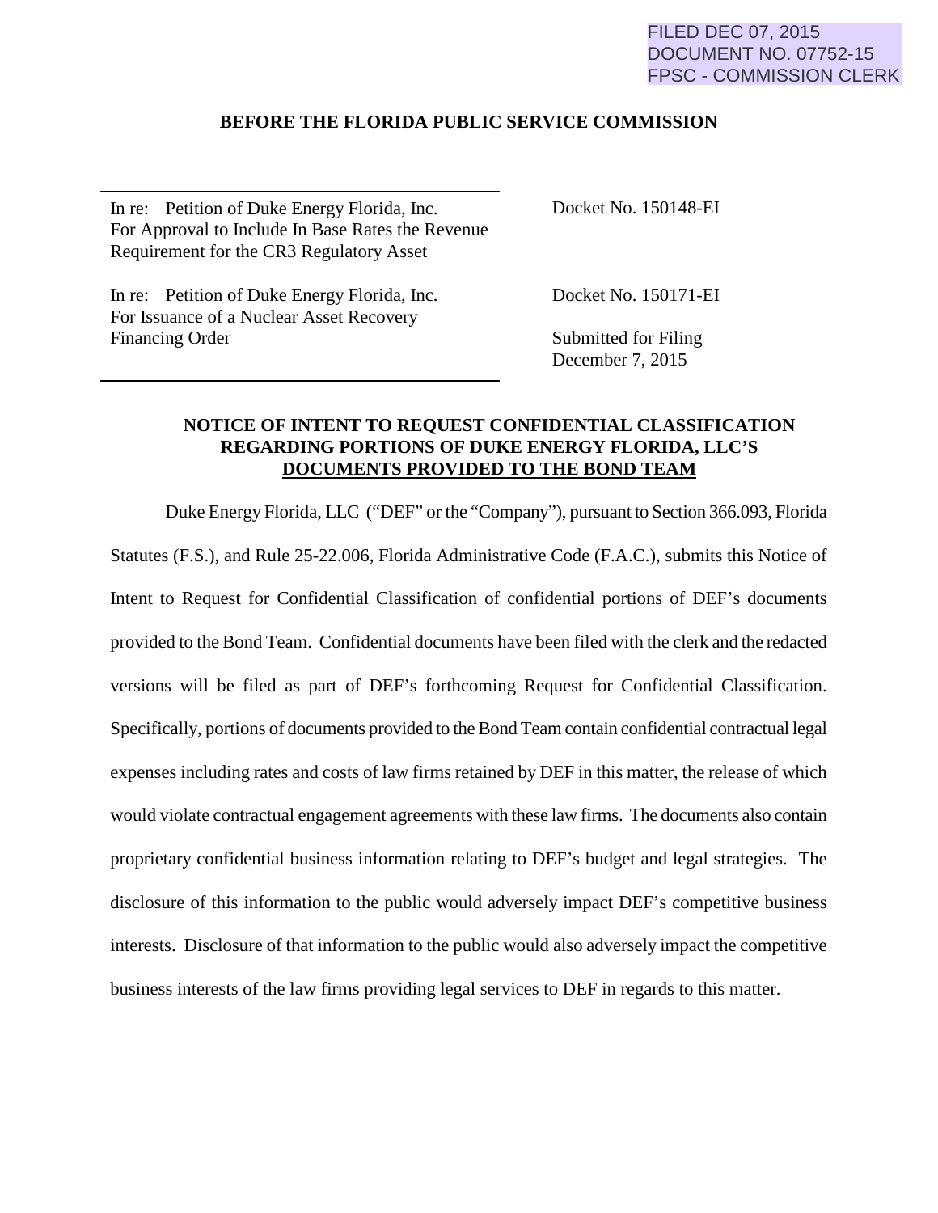FILED DEC 07, 2015
DOCUMENT NO. 07752-15
FPSC - COMMISSION CLERK

**BEFORE THE FLORIDA PUBLIC SERVICE COMMISSION**

| | |
|---|---|
| In re: Petition of Duke Energy Florida, Inc. For Approval to Include In Base Rates the Revenue Requirement for the CR3 Regulatory Asset | Docket No. 150148-EI |
| In re: Petition of Duke Energy Florida, Inc. For Issuance of a Nuclear Asset Recovery Financing Order | Docket No. 150171-EI<br><br>Submitted for Filing<br>December 7, 2015 |

**NOTICE OF INTENT TO REQUEST CONFIDENTIAL CLASSIFICATION REGARDING PORTIONS OF DUKE ENERGY FLORIDA, LLC'S DOCUMENTS PROVIDED TO THE BOND TEAM**

Duke Energy Florida, LLC ("DEF" or the "Company"), pursuant to Section 366.093, Florida Statutes (F.S.), and Rule 25-22.006, Florida Administrative Code (F.A.C.), submits this Notice of Intent to Request for Confidential Classification of confidential portions of DEF's documents provided to the Bond Team. Confidential documents have been filed with the clerk and the redacted versions will be filed as part of DEF's forthcoming Request for Confidential Classification. Specifically, portions of documents provided to the Bond Team contain confidential contractual legal expenses including rates and costs of law firms retained by DEF in this matter, the release of which would violate contractual engagement agreements with these law firms. The documents also contain proprietary confidential business information relating to DEF's budget and legal strategies. The disclosure of this information to the public would adversely impact DEF's competitive business interests. Disclosure of that information to the public would also adversely impact the competitive business interests of the law firms providing legal services to DEF in regards to this matter.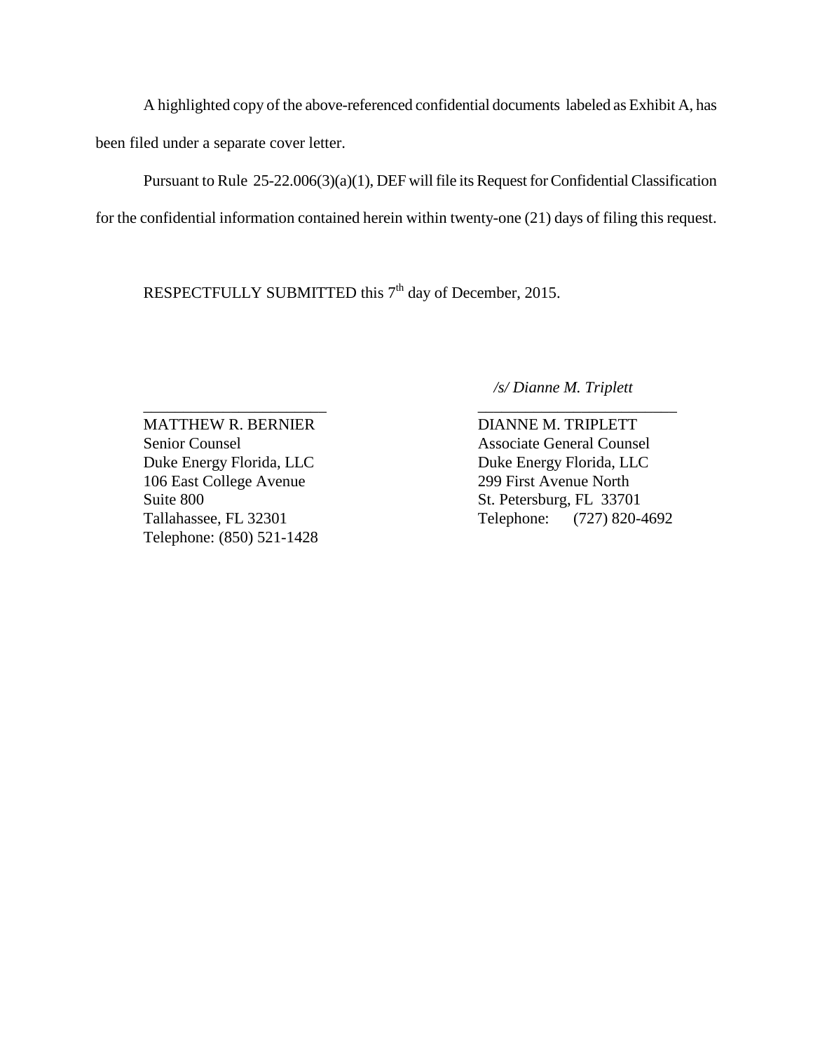A highlighted copy of the above-referenced confidential documents labeled as Exhibit A, has been filed under a separate cover letter.

Pursuant to Rule 25-22.006(3)(a)(1), DEF will file its Request for Confidential Classification for the confidential information contained herein within twenty-one (21) days of filing this request.

RESPECTFULLY SUBMITTED this 7th day of December, 2015.

*/s/ Dianne M. Triplett*

\_\_\_\_\_\_\_\_\_\_\_\_\_\_\_\_\_\_\_\_\_\_\_
MATTHEW R. BERNIER
Senior Counsel
Duke Energy Florida, LLC
106 East College Avenue
Suite 800
Tallahassee, FL 32301
Telephone: (850) 521-1428

\_\_\_\_\_\_\_\_\_\_\_\_\_\_\_\_\_\_\_\_\_\_\_
DIANNE M. TRIPLETT
Associate General Counsel
Duke Energy Florida, LLC
299 First Avenue North
St. Petersburg, FL 33701
Telephone: (727) 820-4692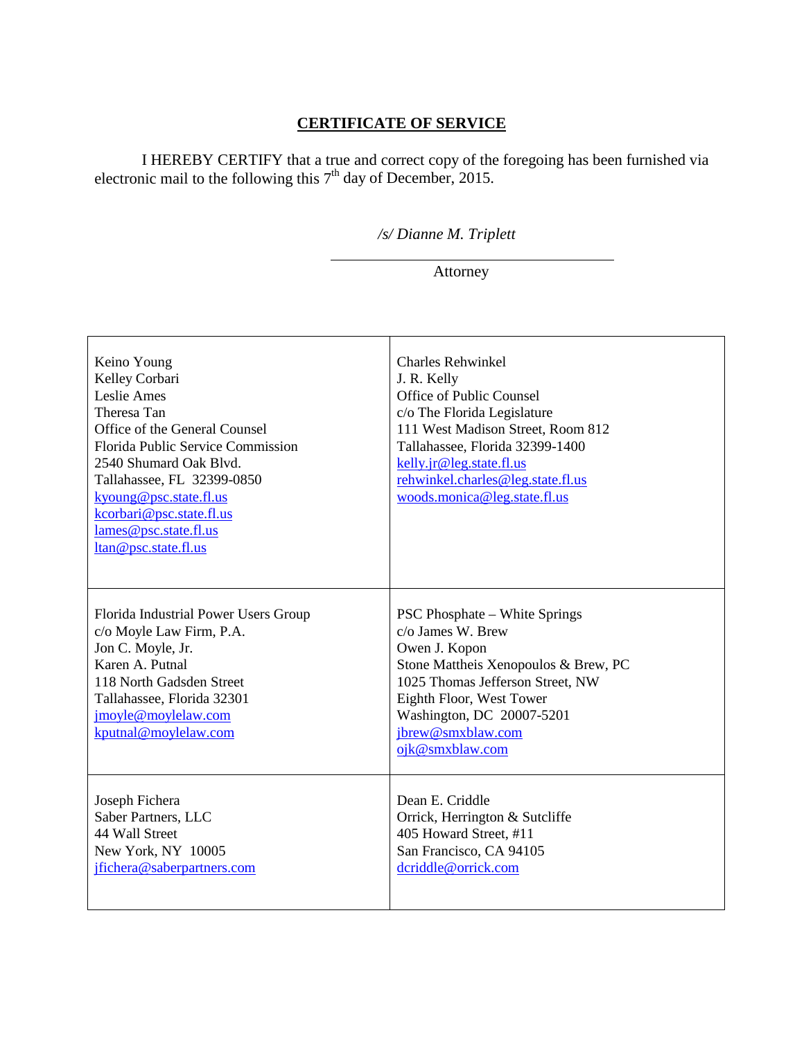## CERTIFICATE OF SERVICE

I HEREBY CERTIFY that a true and correct copy of the foregoing has been furnished via electronic mail to the following this 7th day of December, 2015.

*/s/ Dianne M. Triplett*

\_\_\_\_\_\_\_\_\_\_\_\_\_\_\_\_\_\_\_\_\_\_\_\_\_\_\_\_\_\_\_\_

Attorney

| | |
|---|---|
| Keino Young<br>Kelley Corbari<br>Leslie Ames<br>Theresa Tan<br>Office of the General Counsel<br>Florida Public Service Commission<br>2540 Shumard Oak Blvd.<br>Tallahassee, FL 32399-0850<br>kyoung@psc.state.fl.us<br>kcorbari@psc.state.fl.us<br>lames@psc.state.fl.us<br>ltan@psc.state.fl.us | Charles Rehwinkel<br>J. R. Kelly<br>Office of Public Counsel<br>c/o The Florida Legislature<br>111 West Madison Street, Room 812<br>Tallahassee, Florida 32399-1400<br>kelly.jr@leg.state.fl.us<br>rehwinkel.charles@leg.state.fl.us<br>woods.monica@leg.state.fl.us |
| Florida Industrial Power Users Group<br>c/o Moyle Law Firm, P.A.<br>Jon C. Moyle, Jr.<br>Karen A. Putnal<br>118 North Gadsden Street<br>Tallahassee, Florida 32301<br>jmoyle@moylelaw.com<br>kputnal@moylelaw.com | PSC Phosphate – White Springs<br>c/o James W. Brew<br>Owen J. Kopon<br>Stone Mattheis Xenopoulos & Brew, PC<br>1025 Thomas Jefferson Street, NW<br>Eighth Floor, West Tower<br>Washington, DC 20007-5201<br>jbrew@smxblaw.com<br>ojk@smxblaw.com |
| Joseph Fichera<br>Saber Partners, LLC<br>44 Wall Street<br>New York, NY 10005<br>jfichera@saberpartners.com | Dean E. Criddle<br>Orrick, Herrington & Sutcliffe<br>405 Howard Street, #11<br>San Francisco, CA 94105<br>dcriddle@orrick.com |